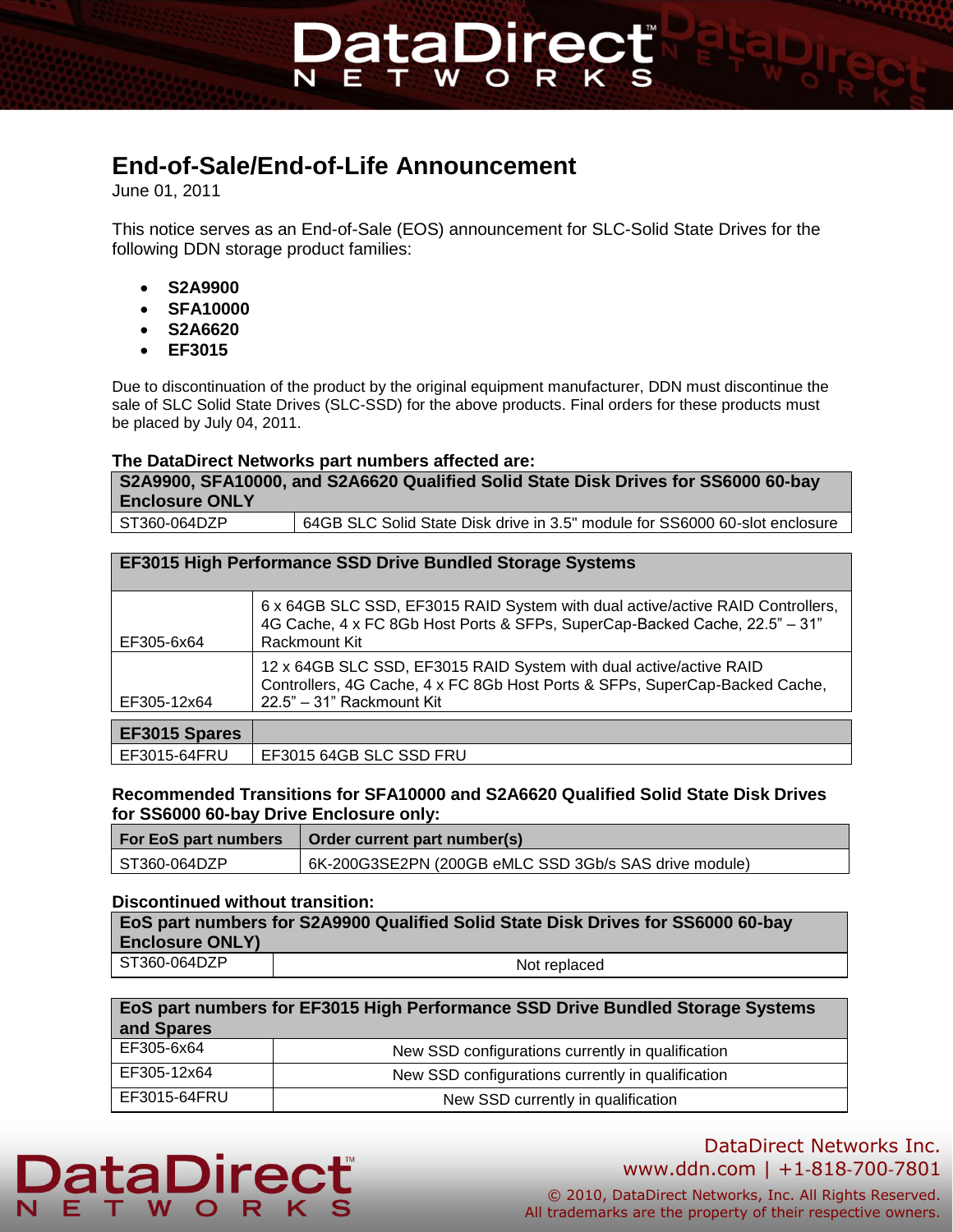# End-of-Sale/End-of-Life Announcement

June 01, 2011

This notice serves as an End-of-Sale (EOS) announcement for SLC-Solid State Drives for the following DDN storage product families:

- **S2A9900**
- **SFA10000**
- **S2A6620**
- **EF3015**

Due to discontinuation of the product by the original equipment manufacturer, DDN must discontinue the sale of SLC Solid State Drives (SLC-SSD) for the above products. Final orders for these products must be placed by July 04, 2011.

**The DataDirect Networks part numbers affected are:**

| **S2A9900, SFA10000, and S2A6620 Qualified Solid State Disk Drives for SS6000 60-bay Enclosure ONLY** | |
|---|---|
| ST360-064DZP | 64GB SLC Solid State Disk drive in 3.5" module for SS6000 60-slot enclosure |

| **EF3015 High Performance SSD Drive Bundled Storage Systems** | |
|---|---|
| EF305-6x64 | 6 x 64GB SLC SSD, EF3015 RAID System with dual active/active RAID Controllers, 4G Cache, 4 x FC 8Gb Host Ports & SFPs, SuperCap-Backed Cache, 22.5" – 31" Rackmount Kit |
| EF305-12x64 | 12 x 64GB SLC SSD, EF3015 RAID System with dual active/active RAID Controllers, 4G Cache, 4 x FC 8Gb Host Ports & SFPs, SuperCap-Backed Cache, 22.5" – 31" Rackmount Kit |

| **EF3015 Spares** | |
|---|---|
| EF3015-64FRU | EF3015 64GB SLC SSD FRU |

**Recommended Transitions for SFA10000 and S2A6620 Qualified Solid State Disk Drives for SS6000 60-bay Drive Enclosure only:**

| For EoS part numbers | Order current part number(s) |
|---|---|
| ST360-064DZP | 6K-200G3SE2PN (200GB eMLC SSD 3Gb/s SAS drive module) |

**Discontinued without transition:**

| **EoS part numbers for S2A9900 Qualified Solid State Disk Drives for SS6000 60-bay Enclosure ONLY)** | |
|---|---|
| ST360-064DZP | Not replaced |

| **EoS part numbers for EF3015 High Performance SSD Drive Bundled Storage Systems and Spares** | |
|---|---|
| EF305-6x64 | New SSD configurations currently in qualification |
| EF305-12x64 | New SSD configurations currently in qualification |
| EF3015-64FRU | New SSD currently in qualification |

DataDirect Networks Inc.
www.ddn.com | +1-818-700-7801

© 2010, DataDirect Networks, Inc. All Rights Reserved.
All trademarks are the property of their respective owners.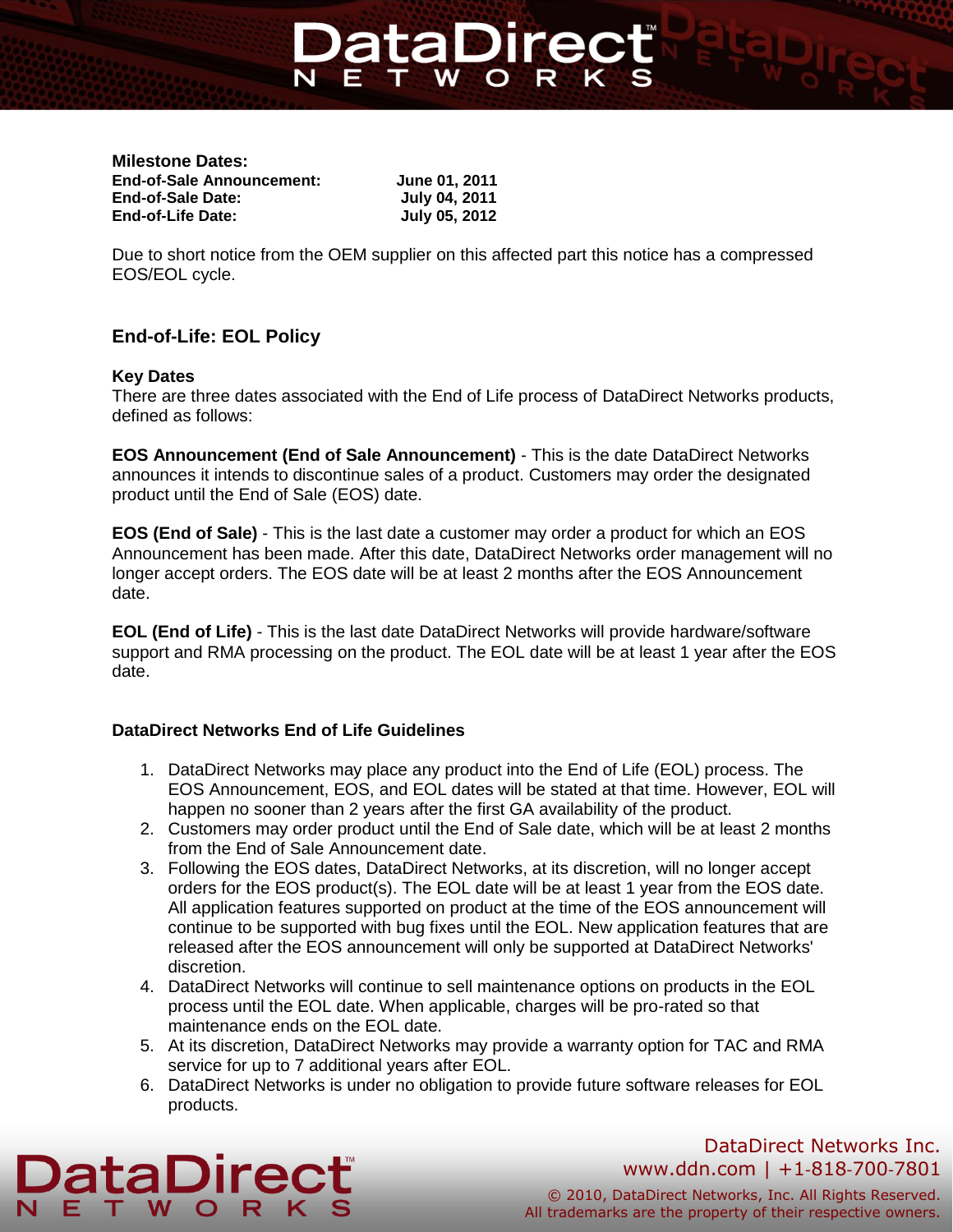**Milestone Dates:**

| | |
|---|---|
| **End-of-Sale Announcement:** | **June 01, 2011** |
| **End-of-Sale Date:** | **July 04, 2011** |
| **End-of-Life Date:** | **July 05, 2012** |

Due to short notice from the OEM supplier on this affected part this notice has a compressed EOS/EOL cycle.

## End-of-Life: EOL Policy

**Key Dates**

There are three dates associated with the End of Life process of DataDirect Networks products, defined as follows:

**EOS Announcement (End of Sale Announcement)** - This is the date DataDirect Networks announces it intends to discontinue sales of a product. Customers may order the designated product until the End of Sale (EOS) date.

**EOS (End of Sale)** - This is the last date a customer may order a product for which an EOS Announcement has been made. After this date, DataDirect Networks order management will no longer accept orders. The EOS date will be at least 2 months after the EOS Announcement date.

**EOL (End of Life)** - This is the last date DataDirect Networks will provide hardware/software support and RMA processing on the product. The EOL date will be at least 1 year after the EOS date.

**DataDirect Networks End of Life Guidelines**

1. DataDirect Networks may place any product into the End of Life (EOL) process. The EOS Announcement, EOS, and EOL dates will be stated at that time. However, EOL will happen no sooner than 2 years after the first GA availability of the product.
2. Customers may order product until the End of Sale date, which will be at least 2 months from the End of Sale Announcement date.
3. Following the EOS dates, DataDirect Networks, at its discretion, will no longer accept orders for the EOS product(s). The EOL date will be at least 1 year from the EOS date. All application features supported on product at the time of the EOS announcement will continue to be supported with bug fixes until the EOL. New application features that are released after the EOS announcement will only be supported at DataDirect Networks' discretion.
4. DataDirect Networks will continue to sell maintenance options on products in the EOL process until the EOL date. When applicable, charges will be pro-rated so that maintenance ends on the EOL date.
5. At its discretion, DataDirect Networks may provide a warranty option for TAC and RMA service for up to 7 additional years after EOL.
6. DataDirect Networks is under no obligation to provide future software releases for EOL products.